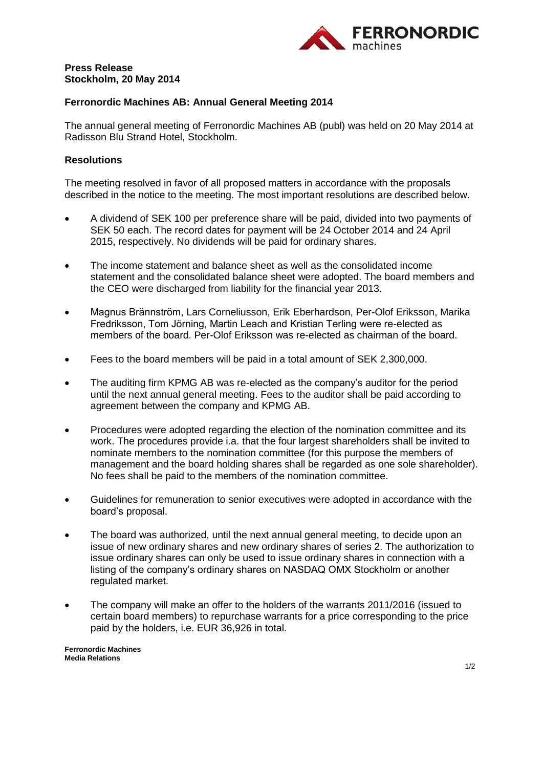**Press Release**
**Stockholm, 20 May 2014**

## Ferronordic Machines AB: Annual General Meeting 2014

The annual general meeting of Ferronordic Machines AB (publ) was held on 20 May 2014 at Radisson Blu Strand Hotel, Stockholm.

### Resolutions

The meeting resolved in favor of all proposed matters in accordance with the proposals described in the notice to the meeting. The most important resolutions are described below.

- A dividend of SEK 100 per preference share will be paid, divided into two payments of SEK 50 each. The record dates for payment will be 24 October 2014 and 24 April 2015, respectively. No dividends will be paid for ordinary shares.
- The income statement and balance sheet as well as the consolidated income statement and the consolidated balance sheet were adopted. The board members and the CEO were discharged from liability for the financial year 2013.
- Magnus Brännström, Lars Corneliusson, Erik Eberhardson, Per-Olof Eriksson, Marika Fredriksson, Tom Jörning, Martin Leach and Kristian Terling were re-elected as members of the board. Per-Olof Eriksson was re-elected as chairman of the board.
- Fees to the board members will be paid in a total amount of SEK 2,300,000.
- The auditing firm KPMG AB was re-elected as the company's auditor for the period until the next annual general meeting. Fees to the auditor shall be paid according to agreement between the company and KPMG AB.
- Procedures were adopted regarding the election of the nomination committee and its work. The procedures provide i.a. that the four largest shareholders shall be invited to nominate members to the nomination committee (for this purpose the members of management and the board holding shares shall be regarded as one sole shareholder). No fees shall be paid to the members of the nomination committee.
- Guidelines for remuneration to senior executives were adopted in accordance with the board's proposal.
- The board was authorized, until the next annual general meeting, to decide upon an issue of new ordinary shares and new ordinary shares of series 2. The authorization to issue ordinary shares can only be used to issue ordinary shares in connection with a listing of the company's ordinary shares on NASDAQ OMX Stockholm or another regulated market.
- The company will make an offer to the holders of the warrants 2011/2016 (issued to certain board members) to repurchase warrants for a price corresponding to the price paid by the holders, i.e. EUR 36,926 in total.

**Ferronordic Machines**
**Media Relations**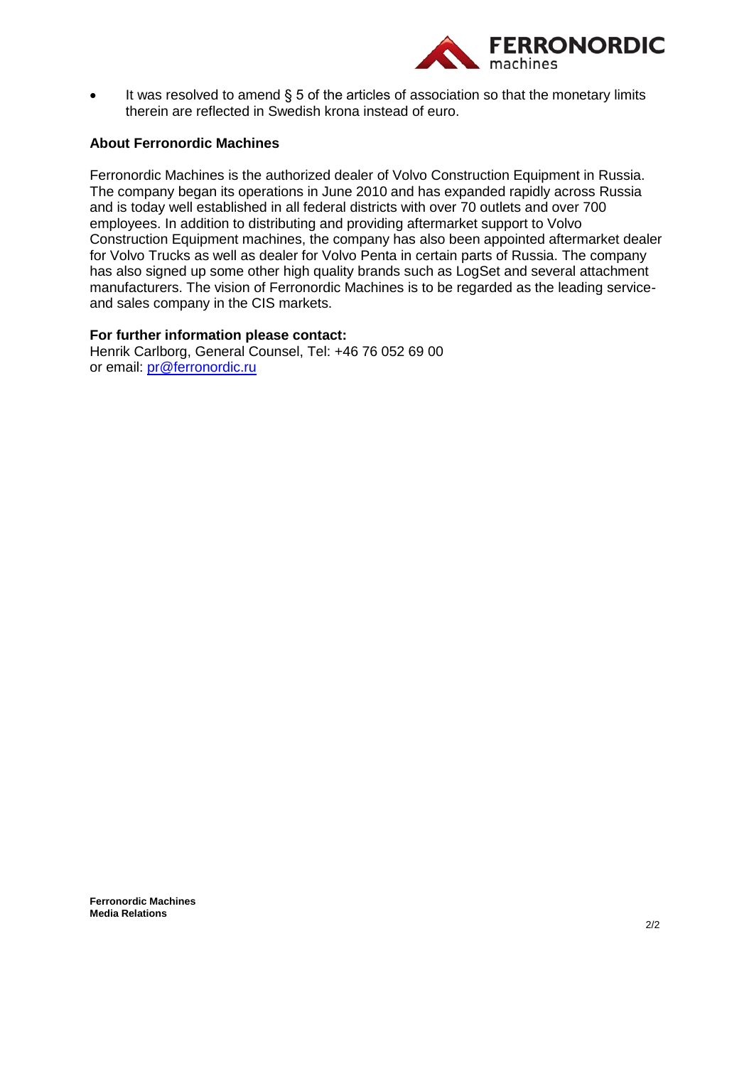- It was resolved to amend § 5 of the articles of association so that the monetary limits therein are reflected in Swedish krona instead of euro.

**About Ferronordic Machines**

Ferronordic Machines is the authorized dealer of Volvo Construction Equipment in Russia. The company began its operations in June 2010 and has expanded rapidly across Russia and is today well established in all federal districts with over 70 outlets and over 700 employees. In addition to distributing and providing aftermarket support to Volvo Construction Equipment machines, the company has also been appointed aftermarket dealer for Volvo Trucks as well as dealer for Volvo Penta in certain parts of Russia. The company has also signed up some other high quality brands such as LogSet and several attachment manufacturers. The vision of Ferronordic Machines is to be regarded as the leading service- and sales company in the CIS markets.

**For further information please contact:**
Henrik Carlborg, General Counsel, Tel: +46 76 052 69 00
or email: pr@ferronordic.ru

**Ferronordic Machines**
**Media Relations**